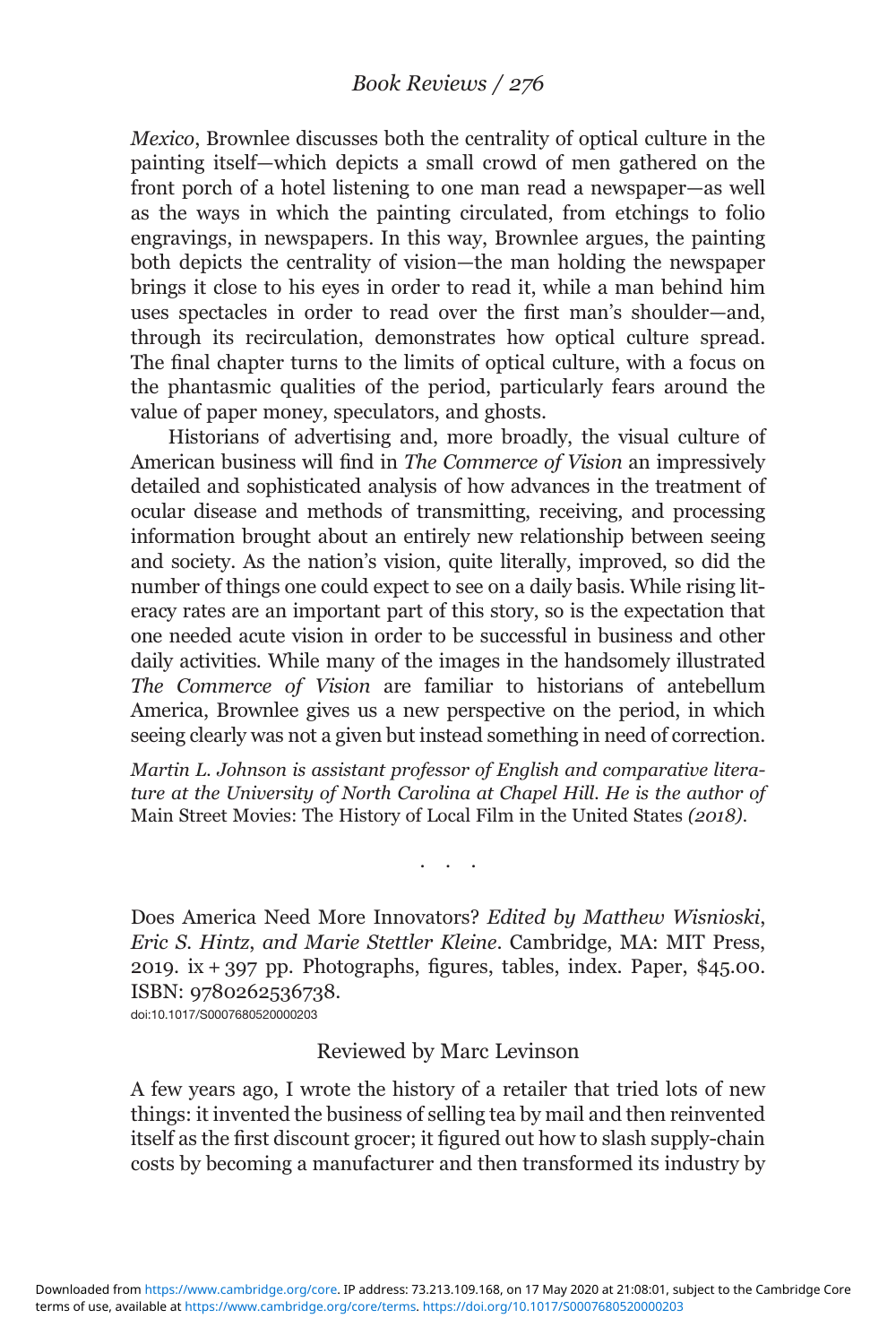*Mexico*, Brownlee discusses both the centrality of optical culture in the painting itself—which depicts a small crowd of men gathered on the front porch of a hotel listening to one man read a newspaper—as well as the ways in which the painting circulated, from etchings to folio engravings, in newspapers. In this way, Brownlee argues, the painting both depicts the centrality of vision—the man holding the newspaper brings it close to his eyes in order to read it, while a man behind him uses spectacles in order to read over the first man's shoulder—and, through its recirculation, demonstrates how optical culture spread. The final chapter turns to the limits of optical culture, with a focus on the phantasmic qualities of the period, particularly fears around the value of paper money, speculators, and ghosts.

Historians of advertising and, more broadly, the visual culture of American business will find in *The Commerce of Vision* an impressively detailed and sophisticated analysis of how advances in the treatment of ocular disease and methods of transmitting, receiving, and processing information brought about an entirely new relationship between seeing and society. As the nation's vision, quite literally, improved, so did the number of things one could expect to see on a daily basis. While rising literacy rates are an important part of this story, so is the expectation that one needed acute vision in order to be successful in business and other daily activities. While many of the images in the handsomely illustrated *The Commerce of Vision* are familiar to historians of antebellum America, Brownlee gives us a new perspective on the period, in which seeing clearly was not a given but instead something in need of correction.

*Martin L. Johnson is assistant professor of English and comparative literature at the University of North Carolina at Chapel Hill. He is the author of* Main Street Movies: The History of Local Film in the United States *(2018).*

. . .

Does America Need More Innovators? *Edited by Matthew Wisnioski, Eric S. Hintz, and Marie Stettler Kleine*. Cambridge, MA: MIT Press, 2019. ix + 397 pp. Photographs, figures, tables, index. Paper, $45.00. ISBN: 9780262536738.

doi:10.1017/S0007680520000203

Reviewed by Marc Levinson

A few years ago, I wrote the history of a retailer that tried lots of new things: it invented the business of selling tea by mail and then reinvented itself as the first discount grocer; it figured out how to slash supply-chain costs by becoming a manufacturer and then transformed its industry by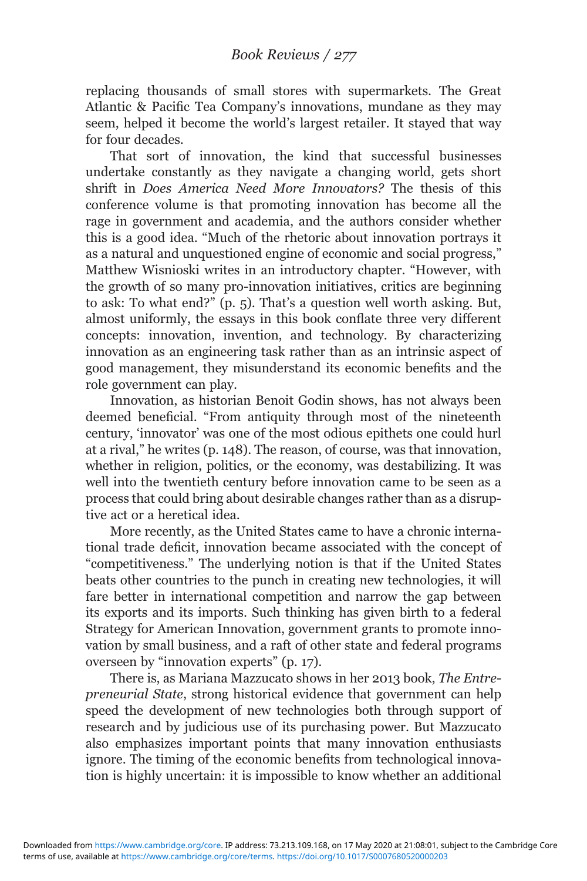replacing thousands of small stores with supermarkets. The Great Atlantic & Pacific Tea Company's innovations, mundane as they may seem, helped it become the world's largest retailer. It stayed that way for four decades.

That sort of innovation, the kind that successful businesses undertake constantly as they navigate a changing world, gets short shrift in *Does America Need More Innovators?* The thesis of this conference volume is that promoting innovation has become all the rage in government and academia, and the authors consider whether this is a good idea. "Much of the rhetoric about innovation portrays it as a natural and unquestioned engine of economic and social progress," Matthew Wisnioski writes in an introductory chapter. "However, with the growth of so many pro-innovation initiatives, critics are beginning to ask: To what end?" (p. 5). That's a question well worth asking. But, almost uniformly, the essays in this book conflate three very different concepts: innovation, invention, and technology. By characterizing innovation as an engineering task rather than as an intrinsic aspect of good management, they misunderstand its economic benefits and the role government can play.

Innovation, as historian Benoit Godin shows, has not always been deemed beneficial. "From antiquity through most of the nineteenth century, 'innovator' was one of the most odious epithets one could hurl at a rival," he writes (p. 148). The reason, of course, was that innovation, whether in religion, politics, or the economy, was destabilizing. It was well into the twentieth century before innovation came to be seen as a process that could bring about desirable changes rather than as a disruptive act or a heretical idea.

More recently, as the United States came to have a chronic international trade deficit, innovation became associated with the concept of "competitiveness." The underlying notion is that if the United States beats other countries to the punch in creating new technologies, it will fare better in international competition and narrow the gap between its exports and its imports. Such thinking has given birth to a federal Strategy for American Innovation, government grants to promote innovation by small business, and a raft of other state and federal programs overseen by "innovation experts" (p. 17).

There is, as Mariana Mazzucato shows in her 2013 book, *The Entrepreneurial State*, strong historical evidence that government can help speed the development of new technologies both through support of research and by judicious use of its purchasing power. But Mazzucato also emphasizes important points that many innovation enthusiasts ignore. The timing of the economic benefits from technological innovation is highly uncertain: it is impossible to know whether an additional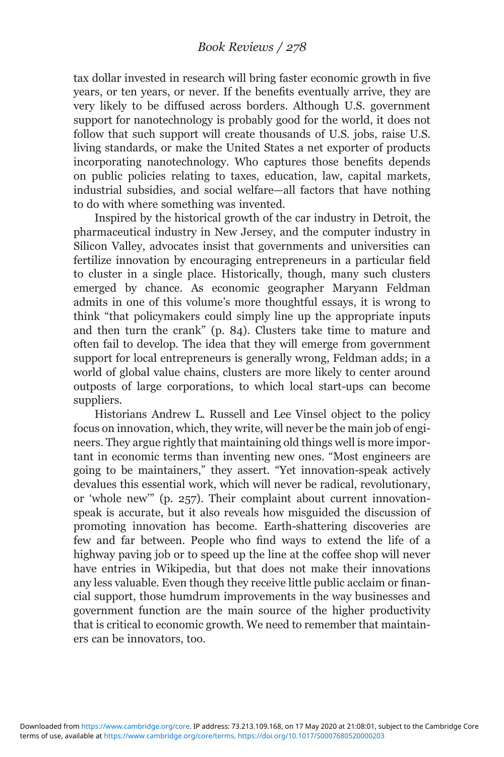tax dollar invested in research will bring faster economic growth in five years, or ten years, or never. If the benefits eventually arrive, they are very likely to be diffused across borders. Although U.S. government support for nanotechnology is probably good for the world, it does not follow that such support will create thousands of U.S. jobs, raise U.S. living standards, or make the United States a net exporter of products incorporating nanotechnology. Who captures those benefits depends on public policies relating to taxes, education, law, capital markets, industrial subsidies, and social welfare—all factors that have nothing to do with where something was invented.

Inspired by the historical growth of the car industry in Detroit, the pharmaceutical industry in New Jersey, and the computer industry in Silicon Valley, advocates insist that governments and universities can fertilize innovation by encouraging entrepreneurs in a particular field to cluster in a single place. Historically, though, many such clusters emerged by chance. As economic geographer Maryann Feldman admits in one of this volume's more thoughtful essays, it is wrong to think "that policymakers could simply line up the appropriate inputs and then turn the crank" (p. 84). Clusters take time to mature and often fail to develop. The idea that they will emerge from government support for local entrepreneurs is generally wrong, Feldman adds; in a world of global value chains, clusters are more likely to center around outposts of large corporations, to which local start-ups can become suppliers.

Historians Andrew L. Russell and Lee Vinsel object to the policy focus on innovation, which, they write, will never be the main job of engineers. They argue rightly that maintaining old things well is more important in economic terms than inventing new ones. "Most engineers are going to be maintainers," they assert. "Yet innovation-speak actively devalues this essential work, which will never be radical, revolutionary, or 'whole new'" (p. 257). Their complaint about current innovation-speak is accurate, but it also reveals how misguided the discussion of promoting innovation has become. Earth-shattering discoveries are few and far between. People who find ways to extend the life of a highway paving job or to speed up the line at the coffee shop will never have entries in Wikipedia, but that does not make their innovations any less valuable. Even though they receive little public acclaim or financial support, those humdrum improvements in the way businesses and government function are the main source of the higher productivity that is critical to economic growth. We need to remember that maintainers can be innovators, too.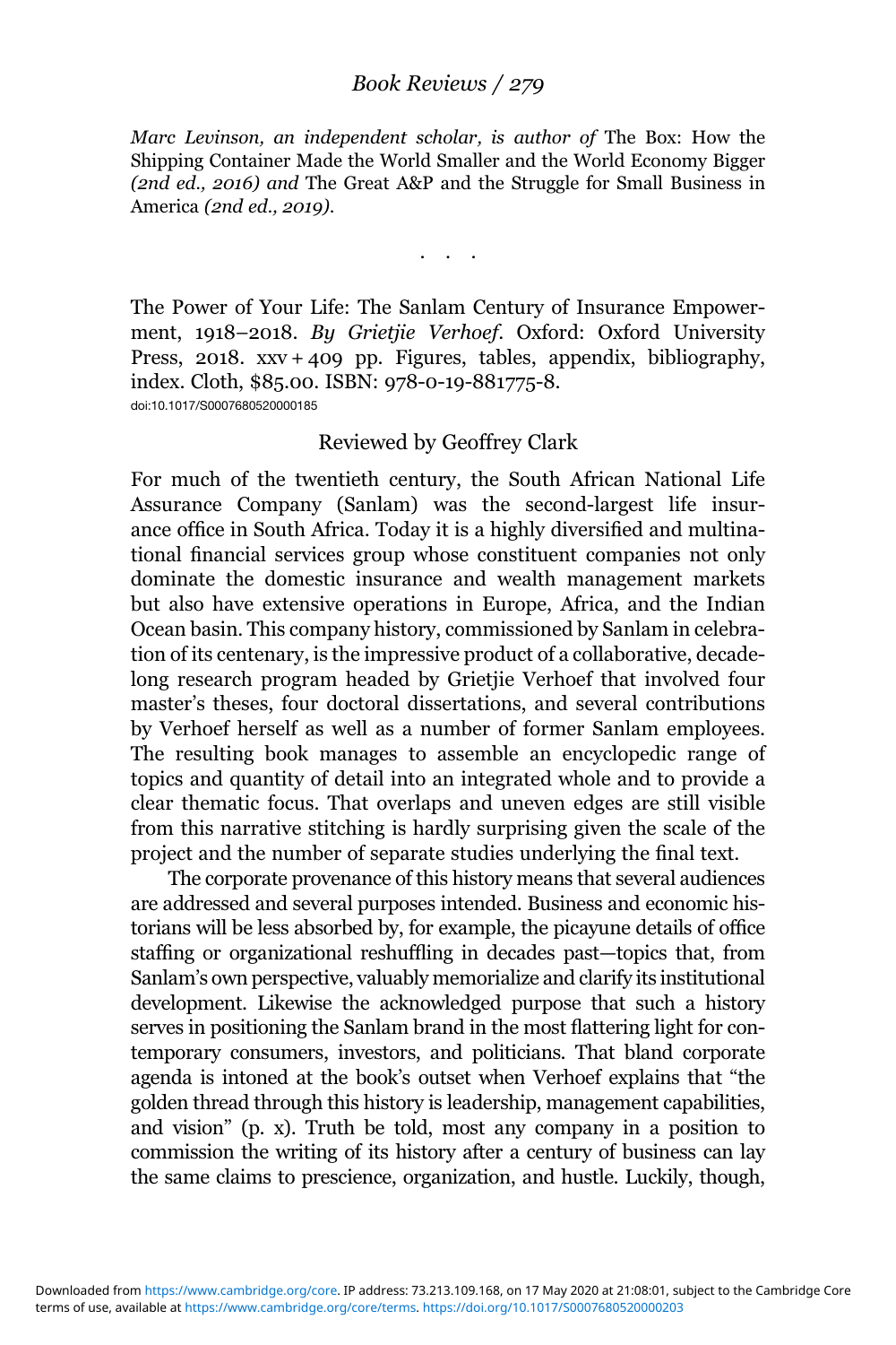*Marc Levinson, an independent scholar, is author of* The Box: How the Shipping Container Made the World Smaller and the World Economy Bigger *(2nd ed., 2016) and* The Great A&P and the Struggle for Small Business in America *(2nd ed., 2019).*

. . .

The Power of Your Life: The Sanlam Century of Insurance Empowerment, 1918–2018. *By Grietjie Verhoef*. Oxford: Oxford University Press, 2018. xxv + 409 pp. Figures, tables, appendix, bibliography, index. Cloth, $85.00. ISBN: 978-0-19-881775-8.
doi:10.1017/S0007680520000185

Reviewed by Geoffrey Clark

For much of the twentieth century, the South African National Life Assurance Company (Sanlam) was the second-largest life insurance office in South Africa. Today it is a highly diversified and multinational financial services group whose constituent companies not only dominate the domestic insurance and wealth management markets but also have extensive operations in Europe, Africa, and the Indian Ocean basin. This company history, commissioned by Sanlam in celebration of its centenary, is the impressive product of a collaborative, decade-long research program headed by Grietjie Verhoef that involved four master's theses, four doctoral dissertations, and several contributions by Verhoef herself as well as a number of former Sanlam employees. The resulting book manages to assemble an encyclopedic range of topics and quantity of detail into an integrated whole and to provide a clear thematic focus. That overlaps and uneven edges are still visible from this narrative stitching is hardly surprising given the scale of the project and the number of separate studies underlying the final text.

The corporate provenance of this history means that several audiences are addressed and several purposes intended. Business and economic historians will be less absorbed by, for example, the picayune details of office staffing or organizational reshuffling in decades past—topics that, from Sanlam's own perspective, valuably memorialize and clarify its institutional development. Likewise the acknowledged purpose that such a history serves in positioning the Sanlam brand in the most flattering light for contemporary consumers, investors, and politicians. That bland corporate agenda is intoned at the book's outset when Verhoef explains that "the golden thread through this history is leadership, management capabilities, and vision" (p. x). Truth be told, most any company in a position to commission the writing of its history after a century of business can lay the same claims to prescience, organization, and hustle. Luckily, though,